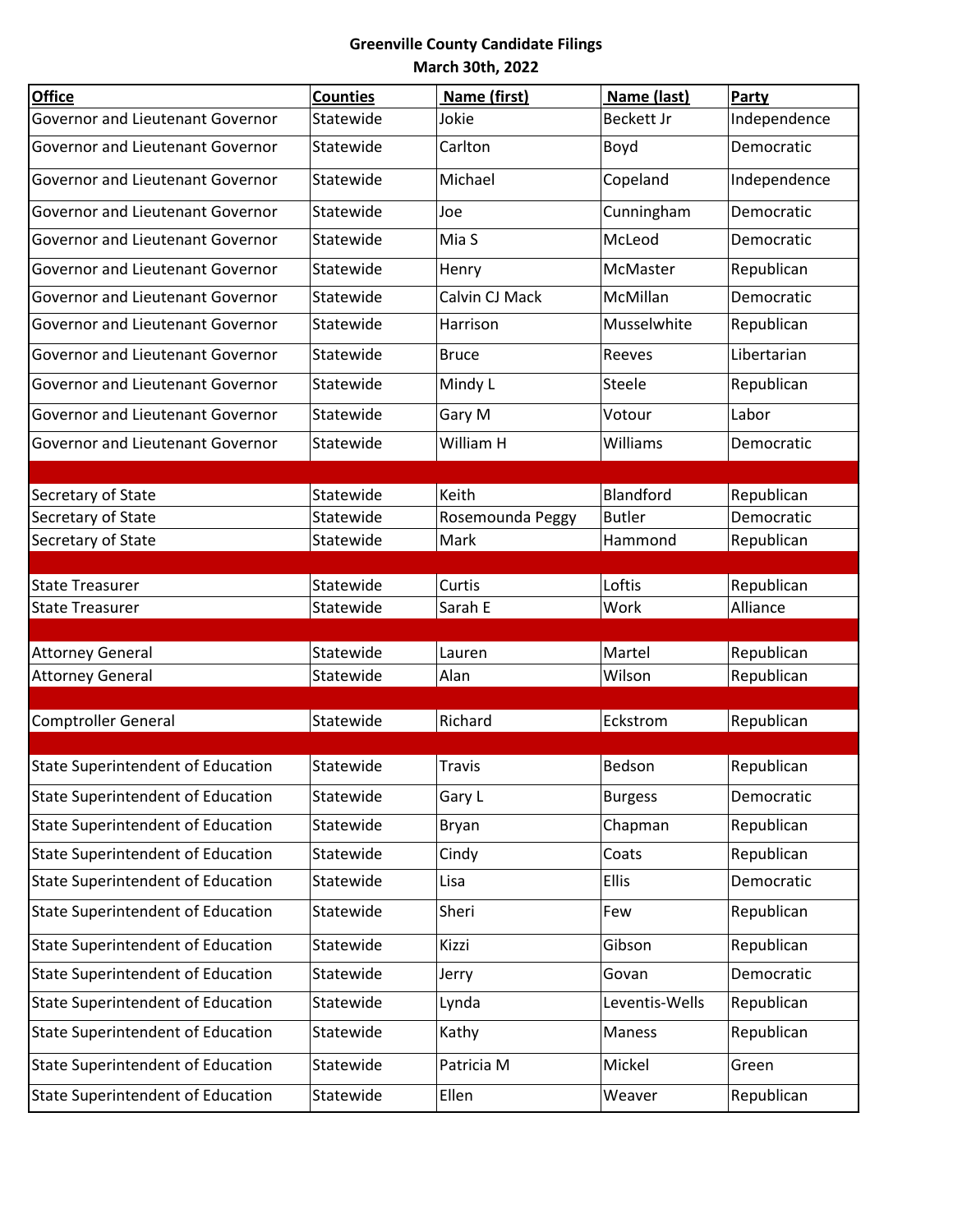**Greenville County Candidate Filings**
**March 30th, 2022**

| Office | Counties | Name (first) | Name (last) | Party |
|---|---|---|---|---|
| Governor and Lieutenant Governor | Statewide | Jokie | Beckett Jr | Independence |
| Governor and Lieutenant Governor | Statewide | Carlton | Boyd | Democratic |
| Governor and Lieutenant Governor | Statewide | Michael | Copeland | Independence |
| Governor and Lieutenant Governor | Statewide | Joe | Cunningham | Democratic |
| Governor and Lieutenant Governor | Statewide | Mia S | McLeod | Democratic |
| Governor and Lieutenant Governor | Statewide | Henry | McMaster | Republican |
| Governor and Lieutenant Governor | Statewide | Calvin CJ Mack | McMillan | Democratic |
| Governor and Lieutenant Governor | Statewide | Harrison | Musselwhite | Republican |
| Governor and Lieutenant Governor | Statewide | Bruce | Reeves | Libertarian |
| Governor and Lieutenant Governor | Statewide | Mindy L | Steele | Republican |
| Governor and Lieutenant Governor | Statewide | Gary M | Votour | Labor |
| Governor and Lieutenant Governor | Statewide | William H | Williams | Democratic |
| | | | | |
| Secretary of State | Statewide | Keith | Blandford | Republican |
| Secretary of State | Statewide | Rosemounda Peggy | Butler | Democratic |
| Secretary of State | Statewide | Mark | Hammond | Republican |
| | | | | |
| State Treasurer | Statewide | Curtis | Loftis | Republican |
| State Treasurer | Statewide | Sarah E | Work | Alliance |
| | | | | |
| Attorney General | Statewide | Lauren | Martel | Republican |
| Attorney General | Statewide | Alan | Wilson | Republican |
| | | | | |
| Comptroller General | Statewide | Richard | Eckstrom | Republican |
| | | | | |
| State Superintendent of Education | Statewide | Travis | Bedson | Republican |
| State Superintendent of Education | Statewide | Gary L | Burgess | Democratic |
| State Superintendent of Education | Statewide | Bryan | Chapman | Republican |
| State Superintendent of Education | Statewide | Cindy | Coats | Republican |
| State Superintendent of Education | Statewide | Lisa | Ellis | Democratic |
| State Superintendent of Education | Statewide | Sheri | Few | Republican |
| State Superintendent of Education | Statewide | Kizzi | Gibson | Republican |
| State Superintendent of Education | Statewide | Jerry | Govan | Democratic |
| State Superintendent of Education | Statewide | Lynda | Leventis-Wells | Republican |
| State Superintendent of Education | Statewide | Kathy | Maness | Republican |
| State Superintendent of Education | Statewide | Patricia M | Mickel | Green |
| State Superintendent of Education | Statewide | Ellen | Weaver | Republican |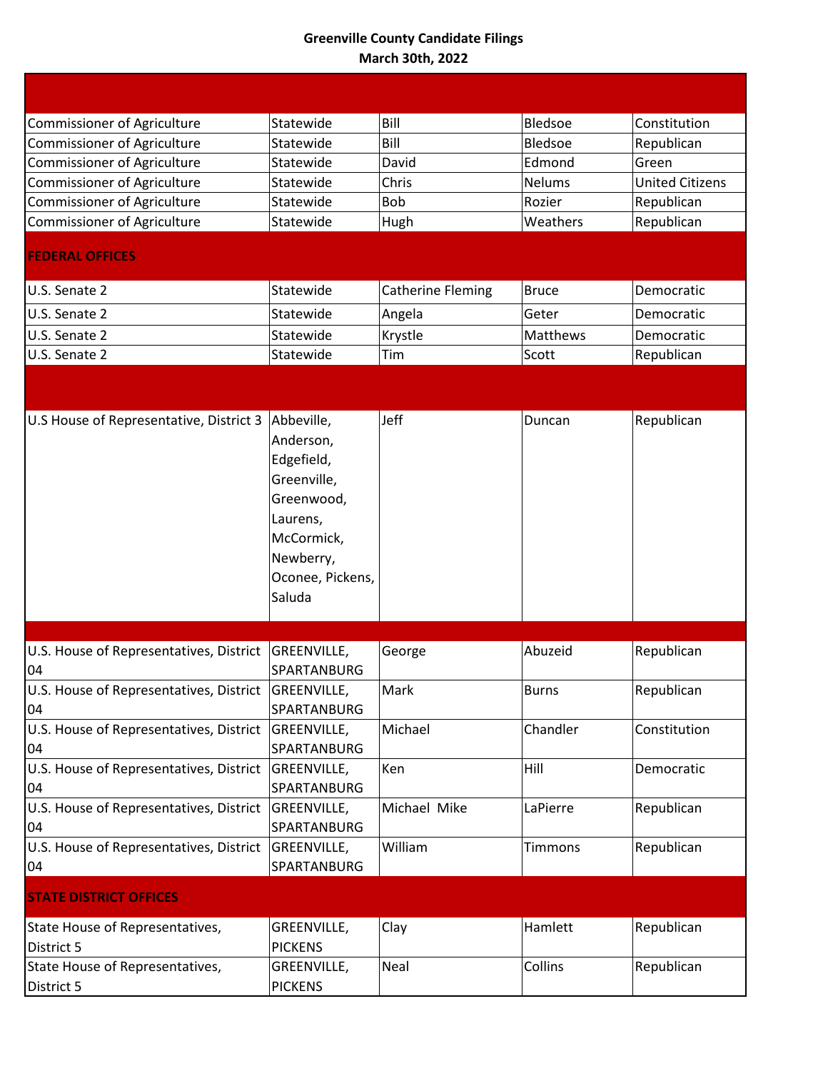**Greenville County Candidate Filings**
**March 30th, 2022**

| | | | | |
|---|---|---|---|---|
| Commissioner of Agriculture | Statewide | Bill | Bledsoe | Constitution |
| Commissioner of Agriculture | Statewide | Bill | Bledsoe | Republican |
| Commissioner of Agriculture | Statewide | David | Edmond | Green |
| Commissioner of Agriculture | Statewide | Chris | Nelums | United Citizens |
| Commissioner of Agriculture | Statewide | Bob | Rozier | Republican |
| Commissioner of Agriculture | Statewide | Hugh | Weathers | Republican |
| **FEDERAL OFFICES** | | | | |
| U.S. Senate 2 | Statewide | Catherine Fleming | Bruce | Democratic |
| U.S. Senate 2 | Statewide | Angela | Geter | Democratic |
| U.S. Senate 2 | Statewide | Krystle | Matthews | Democratic |
| U.S. Senate 2 | Statewide | Tim | Scott | Republican |
| | | | | |
| U.S House of Representative, District 3 | Abbeville, Anderson, Edgefield, Greenville, Greenwood, Laurens, McCormick, Newberry, Oconee, Pickens, Saluda | Jeff | Duncan | Republican |
| | | | | |
| U.S. House of Representatives, District 04 | GREENVILLE, SPARTANBURG | George | Abuzeid | Republican |
| U.S. House of Representatives, District 04 | GREENVILLE, SPARTANBURG | Mark | Burns | Republican |
| U.S. House of Representatives, District 04 | GREENVILLE, SPARTANBURG | Michael | Chandler | Constitution |
| U.S. House of Representatives, District 04 | GREENVILLE, SPARTANBURG | Ken | Hill | Democratic |
| U.S. House of Representatives, District 04 | GREENVILLE, SPARTANBURG | Michael Mike | LaPierre | Republican |
| U.S. House of Representatives, District 04 | GREENVILLE, SPARTANBURG | William | Timmons | Republican |
| **STATE DISTRICT OFFICES** | | | | |
| State House of Representatives, District 5 | GREENVILLE, PICKENS | Clay | Hamlett | Republican |
| State House of Representatives, District 5 | GREENVILLE, PICKENS | Neal | Collins | Republican |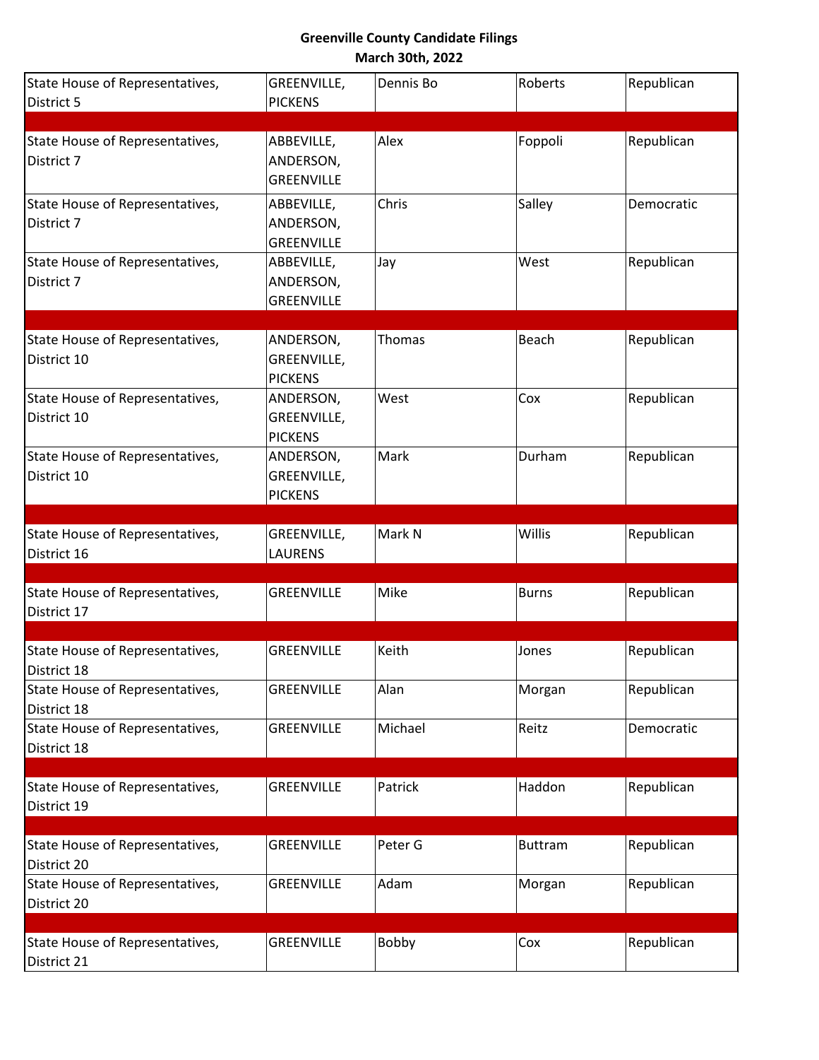**Greenville County Candidate Filings**
**March 30th, 2022**

| | | | | |
|---|---|---|---|---|
| State House of Representatives, District 5 | GREENVILLE, PICKENS | Dennis Bo | Roberts | Republican |
| | | | | |
| State House of Representatives, District 7 | ABBEVILLE, ANDERSON, GREENVILLE | Alex | Foppoli | Republican |
| State House of Representatives, District 7 | ABBEVILLE, ANDERSON, GREENVILLE | Chris | Salley | Democratic |
| State House of Representatives, District 7 | ABBEVILLE, ANDERSON, GREENVILLE | Jay | West | Republican |
| | | | | |
| State House of Representatives, District 10 | ANDERSON, GREENVILLE, PICKENS | Thomas | Beach | Republican |
| State House of Representatives, District 10 | ANDERSON, GREENVILLE, PICKENS | West | Cox | Republican |
| State House of Representatives, District 10 | ANDERSON, GREENVILLE, PICKENS | Mark | Durham | Republican |
| | | | | |
| State House of Representatives, District 16 | GREENVILLE, LAURENS | Mark N | Willis | Republican |
| | | | | |
| State House of Representatives, District 17 | GREENVILLE | Mike | Burns | Republican |
| | | | | |
| State House of Representatives, District 18 | GREENVILLE | Keith | Jones | Republican |
| State House of Representatives, District 18 | GREENVILLE | Alan | Morgan | Republican |
| State House of Representatives, District 18 | GREENVILLE | Michael | Reitz | Democratic |
| | | | | |
| State House of Representatives, District 19 | GREENVILLE | Patrick | Haddon | Republican |
| | | | | |
| State House of Representatives, District 20 | GREENVILLE | Peter G | Buttram | Republican |
| State House of Representatives, District 20 | GREENVILLE | Adam | Morgan | Republican |
| | | | | |
| State House of Representatives, District 21 | GREENVILLE | Bobby | Cox | Republican |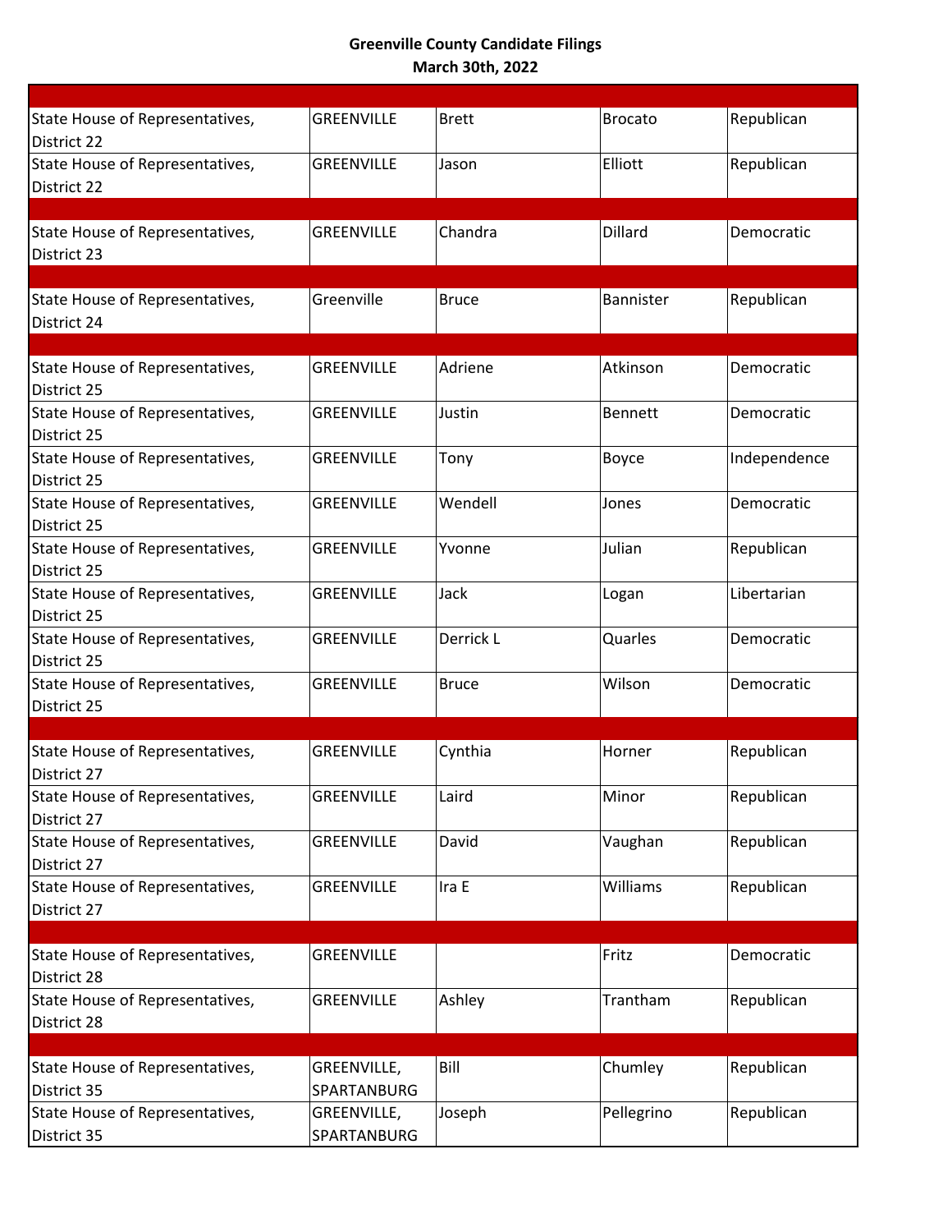**Greenville County Candidate Filings**
**March 30th, 2022**

| Office | County | First Name | Last Name | Party |
|---|---|---|---|---|
| | | | | |
| State House of Representatives, District 22 | GREENVILLE | Brett | Brocato | Republican |
| State House of Representatives, District 22 | GREENVILLE | Jason | Elliott | Republican |
| | | | | |
| State House of Representatives, District 23 | GREENVILLE | Chandra | Dillard | Democratic |
| | | | | |
| State House of Representatives, District 24 | Greenville | Bruce | Bannister | Republican |
| | | | | |
| State House of Representatives, District 25 | GREENVILLE | Adriene | Atkinson | Democratic |
| State House of Representatives, District 25 | GREENVILLE | Justin | Bennett | Democratic |
| State House of Representatives, District 25 | GREENVILLE | Tony | Boyce | Independence |
| State House of Representatives, District 25 | GREENVILLE | Wendell | Jones | Democratic |
| State House of Representatives, District 25 | GREENVILLE | Yvonne | Julian | Republican |
| State House of Representatives, District 25 | GREENVILLE | Jack | Logan | Libertarian |
| State House of Representatives, District 25 | GREENVILLE | Derrick L | Quarles | Democratic |
| State House of Representatives, District 25 | GREENVILLE | Bruce | Wilson | Democratic |
| | | | | |
| State House of Representatives, District 27 | GREENVILLE | Cynthia | Horner | Republican |
| State House of Representatives, District 27 | GREENVILLE | Laird | Minor | Republican |
| State House of Representatives, District 27 | GREENVILLE | David | Vaughan | Republican |
| State House of Representatives, District 27 | GREENVILLE | Ira E | Williams | Republican |
| | | | | |
| State House of Representatives, District 28 | GREENVILLE | | Fritz | Democratic |
| State House of Representatives, District 28 | GREENVILLE | Ashley | Trantham | Republican |
| | | | | |
| State House of Representatives, District 35 | GREENVILLE, SPARTANBURG | Bill | Chumley | Republican |
| State House of Representatives, District 35 | GREENVILLE, SPARTANBURG | Joseph | Pellegrino | Republican |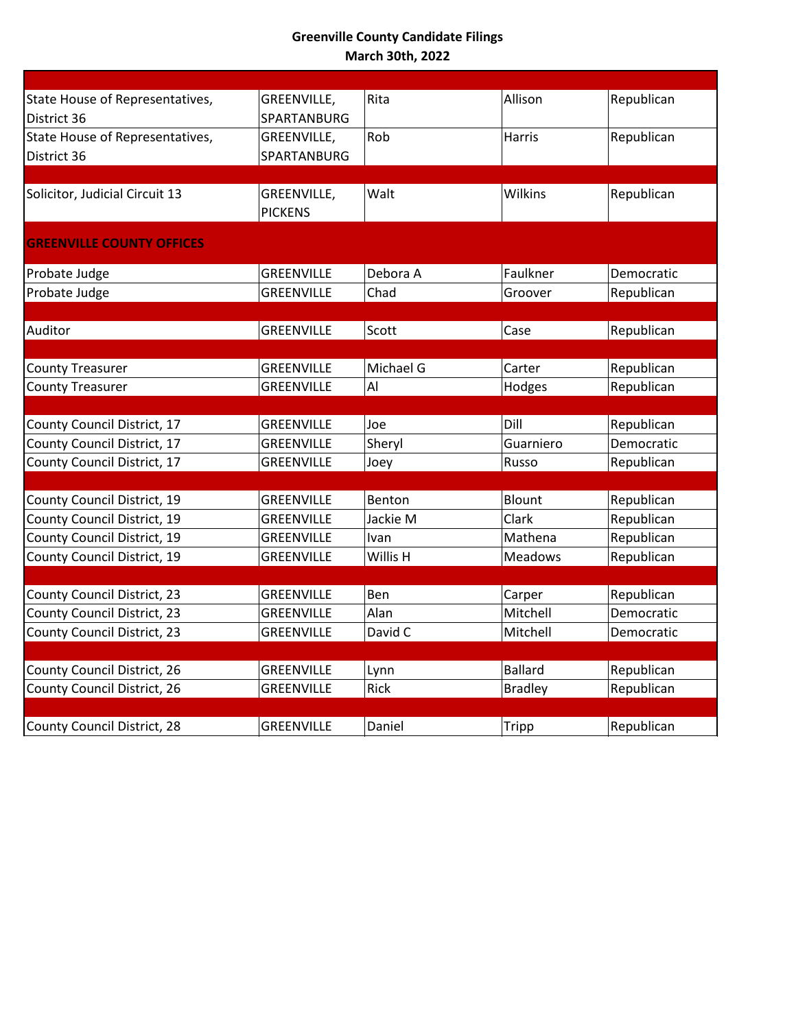**Greenville County Candidate Filings**
**March 30th, 2022**

| | | | | |
|---|---|---|---|---|
| State House of Representatives, District 36 | GREENVILLE, SPARTANBURG | Rita | Allison | Republican |
| State House of Representatives, District 36 | GREENVILLE, SPARTANBURG | Rob | Harris | Republican |
| | | | | |
| Solicitor, Judicial Circuit 13 | GREENVILLE, PICKENS | Walt | Wilkins | Republican |
| **GREENVILLE COUNTY OFFICES** | | | | |
| Probate Judge | GREENVILLE | Debora A | Faulkner | Democratic |
| Probate Judge | GREENVILLE | Chad | Groover | Republican |
| | | | | |
| Auditor | GREENVILLE | Scott | Case | Republican |
| | | | | |
| County Treasurer | GREENVILLE | Michael G | Carter | Republican |
| County Treasurer | GREENVILLE | Al | Hodges | Republican |
| | | | | |
| County Council District, 17 | GREENVILLE | Joe | Dill | Republican |
| County Council District, 17 | GREENVILLE | Sheryl | Guarniero | Democratic |
| County Council District, 17 | GREENVILLE | Joey | Russo | Republican |
| | | | | |
| County Council District, 19 | GREENVILLE | Benton | Blount | Republican |
| County Council District, 19 | GREENVILLE | Jackie M | Clark | Republican |
| County Council District, 19 | GREENVILLE | Ivan | Mathena | Republican |
| County Council District, 19 | GREENVILLE | Willis H | Meadows | Republican |
| | | | | |
| County Council District, 23 | GREENVILLE | Ben | Carper | Republican |
| County Council District, 23 | GREENVILLE | Alan | Mitchell | Democratic |
| County Council District, 23 | GREENVILLE | David C | Mitchell | Democratic |
| | | | | |
| County Council District, 26 | GREENVILLE | Lynn | Ballard | Republican |
| County Council District, 26 | GREENVILLE | Rick | Bradley | Republican |
| | | | | |
| County Council District, 28 | GREENVILLE | Daniel | Tripp | Republican |